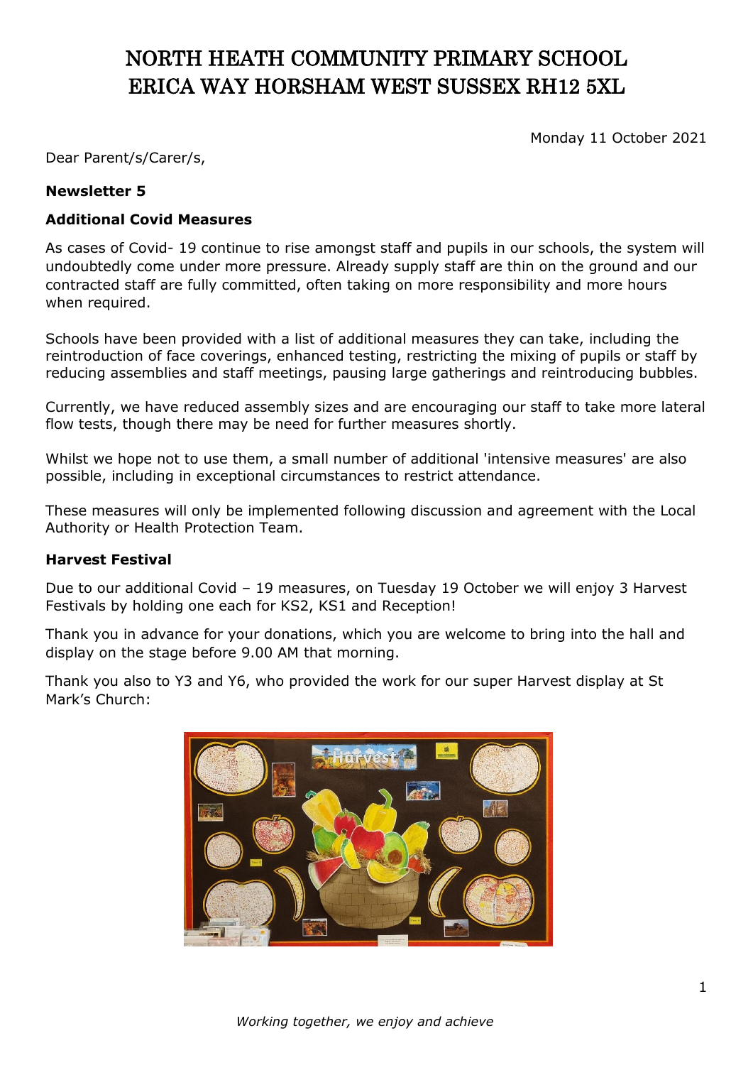# NORTH HEATH COMMUNITY PRIMARY SCHOOL
# ERICA WAY HORSHAM WEST SUSSEX RH12 5XL

Monday 11 October 2021

Dear Parent/s/Carer/s,

**Newsletter 5**

**Additional Covid Measures**

As cases of Covid- 19 continue to rise amongst staff and pupils in our schools, the system will undoubtedly come under more pressure. Already supply staff are thin on the ground and our contracted staff are fully committed, often taking on more responsibility and more hours when required.

Schools have been provided with a list of additional measures they can take, including the reintroduction of face coverings, enhanced testing, restricting the mixing of pupils or staff by reducing assemblies and staff meetings, pausing large gatherings and reintroducing bubbles.

Currently, we have reduced assembly sizes and are encouraging our staff to take more lateral flow tests, though there may be need for further measures shortly.

Whilst we hope not to use them, a small number of additional 'intensive measures' are also possible, including in exceptional circumstances to restrict attendance.

These measures will only be implemented following discussion and agreement with the Local Authority or Health Protection Team.

**Harvest Festival**

Due to our additional Covid – 19 measures, on Tuesday 19 October we will enjoy 3 Harvest Festivals by holding one each for KS2, KS1 and Reception!

Thank you in advance for your donations, which you are welcome to bring into the hall and display on the stage before 9.00 AM that morning.

Thank you also to Y3 and Y6, who provided the work for our super Harvest display at St Mark's Church:

*Working together, we enjoy and achieve*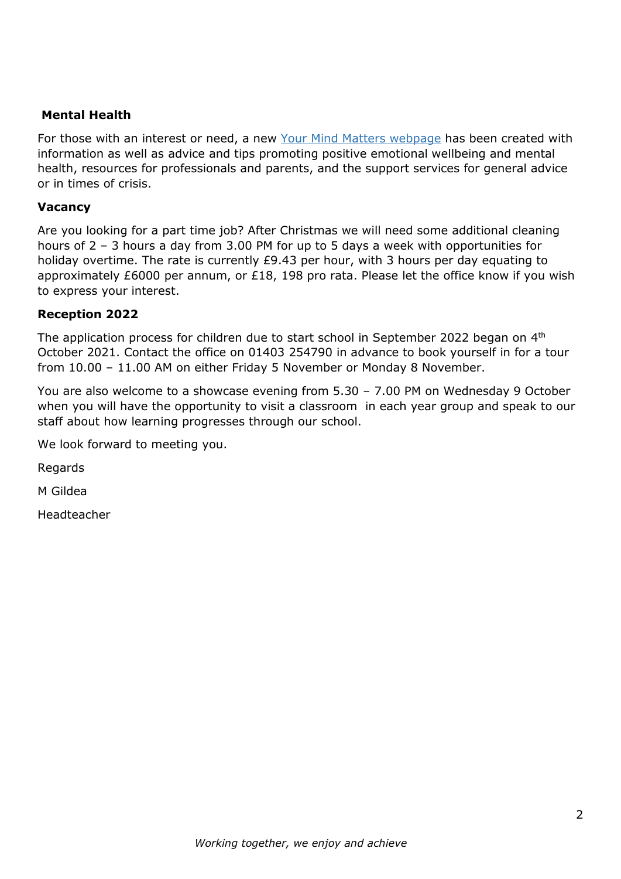**Mental Health**

For those with an interest or need, a new [Your Mind Matters webpage] has been created with information as well as advice and tips promoting positive emotional wellbeing and mental health, resources for professionals and parents, and the support services for general advice or in times of crisis.

**Vacancy**

Are you looking for a part time job? After Christmas we will need some additional cleaning hours of 2 – 3 hours a day from 3.00 PM for up to 5 days a week with opportunities for holiday overtime. The rate is currently £9.43 per hour, with 3 hours per day equating to approximately £6000 per annum, or £18, 198 pro rata. Please let the office know if you wish to express your interest.

**Reception 2022**

The application process for children due to start school in September 2022 began on 4th October 2021. Contact the office on 01403 254790 in advance to book yourself in for a tour from 10.00 – 11.00 AM on either Friday 5 November or Monday 8 November.

You are also welcome to a showcase evening from 5.30 – 7.00 PM on Wednesday 9 October when you will have the opportunity to visit a classroom in each year group and speak to our staff about how learning progresses through our school.

We look forward to meeting you.

Regards

M Gildea

Headteacher

*Working together, we enjoy and achieve*